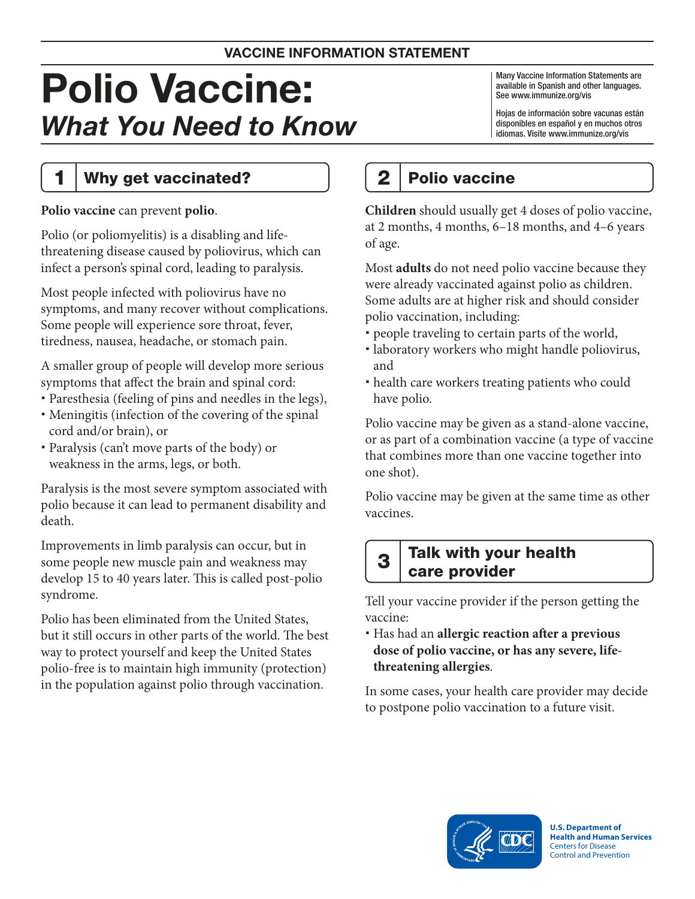VACCINE INFORMATION STATEMENT

# Polio Vaccine: *What You Need to Know*

Many Vaccine Information Statements are available in Spanish and other languages. See www.immunize.org/vis

Hojas de información sobre vacunas están disponibles en español y en muchos otros idiomas. Visite www.immunize.org/vis

## 1 Why get vaccinated?

**Polio vaccine** can prevent **polio**.

Polio (or poliomyelitis) is a disabling and life-threatening disease caused by poliovirus, which can infect a person's spinal cord, leading to paralysis.

Most people infected with poliovirus have no symptoms, and many recover without complications. Some people will experience sore throat, fever, tiredness, nausea, headache, or stomach pain.

A smaller group of people will develop more serious symptoms that affect the brain and spinal cord:

- Paresthesia (feeling of pins and needles in the legs),
- Meningitis (infection of the covering of the spinal cord and/or brain), or
- Paralysis (can't move parts of the body) or weakness in the arms, legs, or both.

Paralysis is the most severe symptom associated with polio because it can lead to permanent disability and death.

Improvements in limb paralysis can occur, but in some people new muscle pain and weakness may develop 15 to 40 years later. This is called post-polio syndrome.

Polio has been eliminated from the United States, but it still occurs in other parts of the world. The best way to protect yourself and keep the United States polio-free is to maintain high immunity (protection) in the population against polio through vaccination.

## 2 Polio vaccine

**Children** should usually get 4 doses of polio vaccine, at 2 months, 4 months, 6–18 months, and 4–6 years of age.

Most **adults** do not need polio vaccine because they were already vaccinated against polio as children. Some adults are at higher risk and should consider polio vaccination, including:

- people traveling to certain parts of the world,
- laboratory workers who might handle poliovirus, and
- health care workers treating patients who could have polio.

Polio vaccine may be given as a stand-alone vaccine, or as part of a combination vaccine (a type of vaccine that combines more than one vaccine together into one shot).

Polio vaccine may be given at the same time as other vaccines.

## 3 Talk with your health care provider

Tell your vaccine provider if the person getting the vaccine:

- Has had an **allergic reaction after a previous dose of polio vaccine, or has any severe, life-threatening allergies**.

In some cases, your health care provider may decide to postpone polio vaccination to a future visit.

U.S. Department of Health and Human Services
Centers for Disease Control and Prevention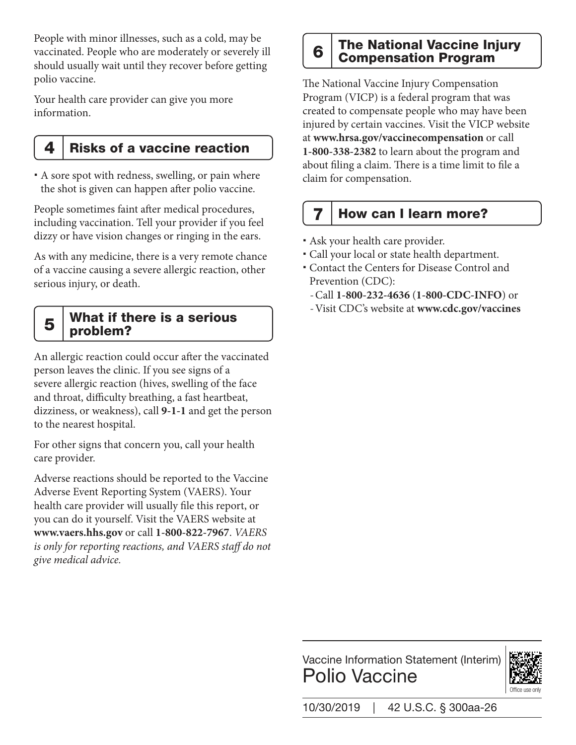People with minor illnesses, such as a cold, may be vaccinated. People who are moderately or severely ill should usually wait until they recover before getting polio vaccine.

Your health care provider can give you more information.

## 4 Risks of a vaccine reaction

- A sore spot with redness, swelling, or pain where the shot is given can happen after polio vaccine.

People sometimes faint after medical procedures, including vaccination. Tell your provider if you feel dizzy or have vision changes or ringing in the ears.

As with any medicine, there is a very remote chance of a vaccine causing a severe allergic reaction, other serious injury, or death.

## 5 What if there is a serious problem?

An allergic reaction could occur after the vaccinated person leaves the clinic. If you see signs of a severe allergic reaction (hives, swelling of the face and throat, difficulty breathing, a fast heartbeat, dizziness, or weakness), call **9-1-1** and get the person to the nearest hospital.

For other signs that concern you, call your health care provider.

Adverse reactions should be reported to the Vaccine Adverse Event Reporting System (VAERS). Your health care provider will usually file this report, or you can do it yourself. Visit the VAERS website at **www.vaers.hhs.gov** or call **1-800-822-7967**. *VAERS is only for reporting reactions, and VAERS staff do not give medical advice.*

## 6 The National Vaccine Injury Compensation Program

The National Vaccine Injury Compensation Program (VICP) is a federal program that was created to compensate people who may have been injured by certain vaccines. Visit the VICP website at **www.hrsa.gov/vaccinecompensation** or call **1-800-338-2382** to learn about the program and about filing a claim. There is a time limit to file a claim for compensation.

## 7 How can I learn more?

- Ask your health care provider.
- Call your local or state health department.
- Contact the Centers for Disease Control and Prevention (CDC):
  - Call **1-800-232-4636** (**1-800-CDC-INFO**) or
  - Visit CDC's website at **www.cdc.gov/vaccines**

Vaccine Information Statement (Interim)
Polio Vaccine

Office use only

10/30/2019 | 42 U.S.C. § 300aa-26